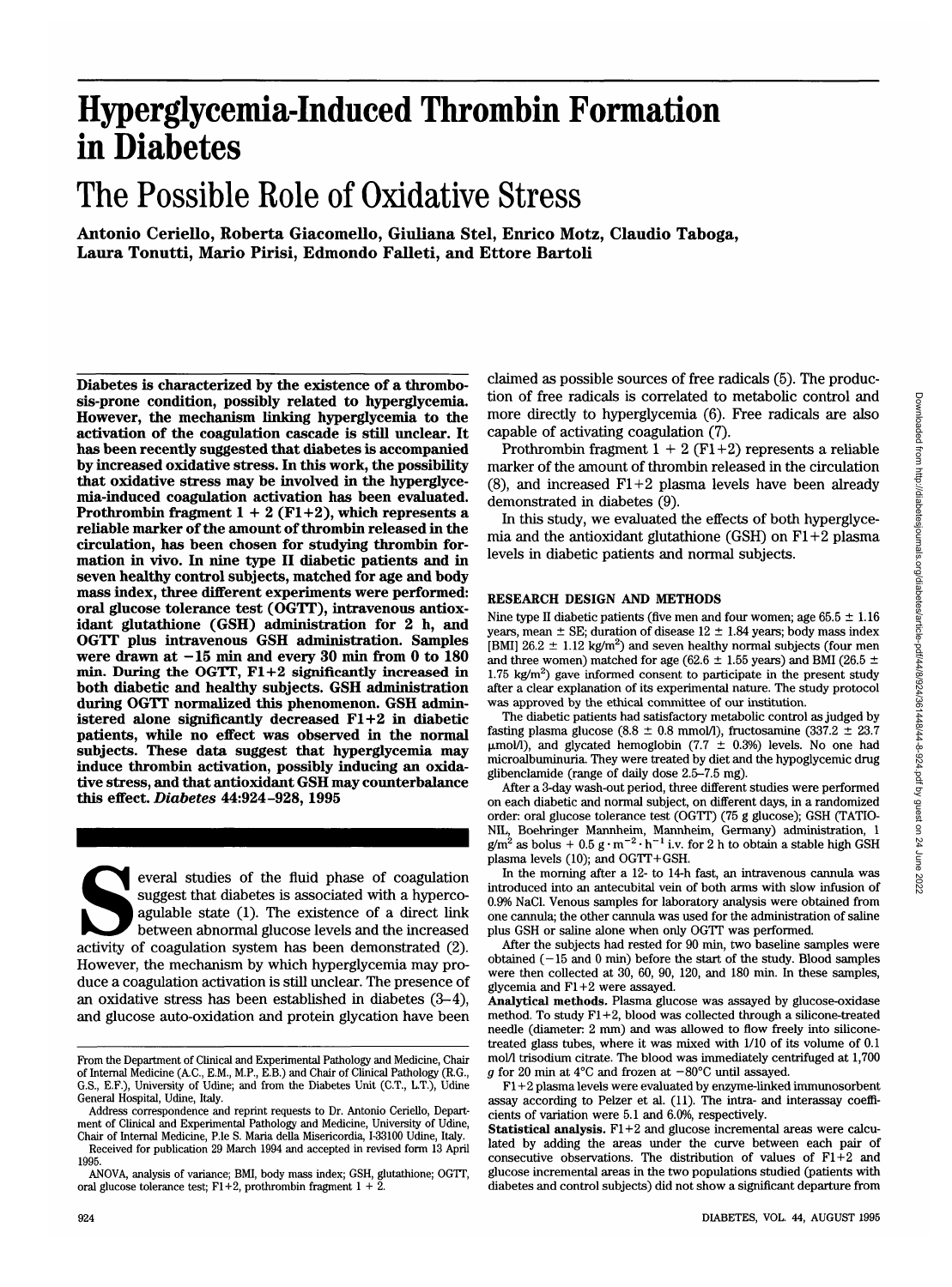# Hyperglycemia-Induced Thrombin Formation in Diabetes

## The Possible Role of Oxidative Stress

**Antonio Ceriello, Roberta Giacomello, Giuliana Stel, Enrico Motz, Claudio Taboga, Laura Tonutti, Mario Pirisi, Edmondo Falleti, and Ettore Bartoli**

**Diabetes is characterized by the existence of a thrombosis-prone condition, possibly related to hyperglycemia. However, the mechanism linking hyperglycemia to the activation of the coagulation cascade is still unclear. It has been recently suggested that diabetes is accompanied by increased oxidative stress. In this work, the possibility that oxidative stress may be involved in the hyperglycemia-induced coagulation activation has been evaluated. Prothrombin fragment 1 + 2 (F1+2), which represents a reliable marker of the amount of thrombin released in the circulation, has been chosen for studying thrombin formation in vivo. In nine type II diabetic patients and in seven healthy control subjects, matched for age and body mass index, three different experiments were performed: oral glucose tolerance test (OGTT), intravenous antioxidant glutathione (GSH) administration for 2 h, and OGTT plus intravenous GSH administration. Samples were drawn at −15 min and every 30 min from 0 to 180 min. During the OGTT, F1+2 significantly increased in both diabetic and healthy subjects. GSH administration during OGTT normalized this phenomenon. GSH administered alone significantly decreased F1+2 in diabetic patients, while no effect was observed in the normal subjects. These data suggest that hyperglycemia may induce thrombin activation, possibly inducing an oxidative stress, and that antioxidant GSH may counterbalance this effect.** *Diabetes* **44:924–928, 1995**

Several studies of the fluid phase of coagulation suggest that diabetes is associated with a hypercoagulable state (1). The existence of a direct link between abnormal glucose levels and the increased activity of coagulation system has been demonstrated (2). However, the mechanism by which hyperglycemia may produce a coagulation activation is still unclear. The presence of an oxidative stress has been established in diabetes (3–4), and glucose auto-oxidation and protein glycation have been claimed as possible sources of free radicals (5). The production of free radicals is correlated to metabolic control and more directly to hyperglycemia (6). Free radicals are also capable of activating coagulation (7).

Prothrombin fragment 1 + 2 (F1+2) represents a reliable marker of the amount of thrombin released in the circulation (8), and increased F1+2 plasma levels have been already demonstrated in diabetes (9).

In this study, we evaluated the effects of both hyperglycemia and the antioxidant glutathione (GSH) on F1+2 plasma levels in diabetic patients and normal subjects.

## RESEARCH DESIGN AND METHODS

Nine type II diabetic patients (five men and four women; age 65.5 ± 1.16 years, mean ± SE; duration of disease 12 ± 1.84 years; body mass index [BMI] 26.2 ± 1.12 kg/m$^2$) and seven healthy normal subjects (four men and three women) matched for age (62.6 ± 1.55 years) and BMI (26.5 ± 1.75 kg/m$^2$) gave informed consent to participate in the present study after a clear explanation of its experimental nature. The study protocol was approved by the ethical committee of our institution.

The diabetic patients had satisfactory metabolic control as judged by fasting plasma glucose (8.8 ± 0.8 mmol/l), fructosamine (337.2 ± 23.7 μmol/l), and glycated hemoglobin (7.7 ± 0.3%) levels. No one had microalbuminuria. They were treated by diet and the hypoglycemic drug glibenclamide (range of daily dose 2.5–7.5 mg).

After a 3-day wash-out period, three different studies were performed on each diabetic and normal subject, on different days, in a randomized order: oral glucose tolerance test (OGTT) (75 g glucose); GSH (TATIONIL, Boehringer Mannheim, Mannheim, Germany) administration, 1 g/m$^2$ as bolus + 0.5 g · m$^{-2}$ · h$^{-1}$ i.v. for 2 h to obtain a stable high GSH plasma levels (10); and OGTT+GSH.

In the morning after a 12- to 14-h fast, an intravenous cannula was introduced into an antecubital vein of both arms with slow infusion of 0.9% NaCl. Venous samples for laboratory analysis were obtained from one cannula; the other cannula was used for the administration of saline plus GSH or saline alone when only OGTT was performed.

After the subjects had rested for 90 min, two baseline samples were obtained (−15 and 0 min) before the start of the study. Blood samples were then collected at 30, 60, 90, 120, and 180 min. In these samples, glycemia and F1+2 were assayed.

**Analytical methods.** Plasma glucose was assayed by glucose-oxidase method. To study F1+2, blood was collected through a silicone-treated needle (diameter: 2 mm) and was allowed to flow freely into silicone-treated glass tubes, where it was mixed with 1/10 of its volume of 0.1 mol/l trisodium citrate. The blood was immediately centrifuged at 1,700 *g* for 20 min at 4°C and frozen at −80°C until assayed.

F1+2 plasma levels were evaluated by enzyme-linked immunosorbent assay according to Pelzer et al. (11). The intra- and interassay coefficients of variation were 5.1 and 6.0%, respectively.

**Statistical analysis.** F1+2 and glucose incremental areas were calculated by adding the areas under the curve between each pair of consecutive observations. The distribution of values of F1+2 and glucose incremental areas in the two populations studied (patients with diabetes and control subjects) did not show a significant departure from

From the Department of Clinical and Experimental Pathology and Medicine, Chair of Internal Medicine (A.C., E.M., M.P., E.B.) and Chair of Clinical Pathology (R.G., G.S., E.F.), University of Udine; and from the Diabetes Unit (C.T., L.T.), Udine General Hospital, Udine, Italy.

Address correspondence and reprint requests to Dr. Antonio Ceriello, Department of Clinical and Experimental Pathology and Medicine, University of Udine, Chair of Internal Medicine, P.le S. Maria della Misericordia, I-33100 Udine, Italy.

Received for publication 29 March 1994 and accepted in revised form 13 April 1995.

ANOVA, analysis of variance; BMI, body mass index; GSH, glutathione; OGTT, oral glucose tolerance test; F1+2, prothrombin fragment 1 + 2.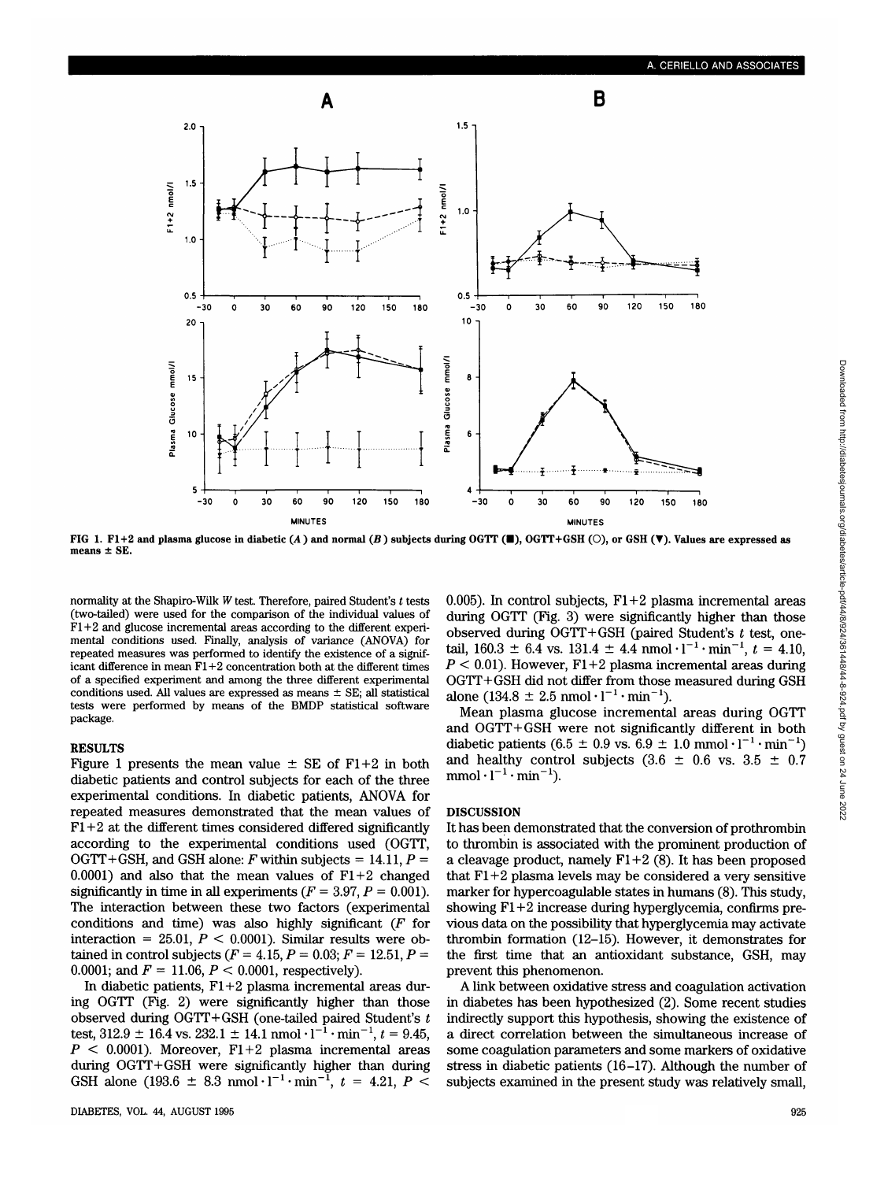FIG 1. F1+2 and plasma glucose in diabetic (*A*) and normal (*B*) subjects during OGTT (■), OGTT+GSH (○), or GSH (▼). Values are expressed as means ± SE.

normality at the Shapiro-Wilk *W* test. Therefore, paired Student's *t* tests (two-tailed) were used for the comparison of the individual values of F1+2 and glucose incremental areas according to the different experimental conditions used. Finally, analysis of variance (ANOVA) for repeated measures was performed to identify the existence of a significant difference in mean F1+2 concentration both at the different times of a specified experiment and among the three different experimental conditions used. All values are expressed as means ± SE; all statistical tests were performed by means of the BMDP statistical software package.

## RESULTS

Figure 1 presents the mean value ± SE of F1+2 in both diabetic patients and control subjects for each of the three experimental conditions. In diabetic patients, ANOVA for repeated measures demonstrated that the mean values of F1+2 at the different times considered differed significantly according to the experimental conditions used (OGTT, OGTT+GSH, and GSH alone: $F$ within subjects = 14.11, $P$ = 0.0001) and also that the mean values of F1+2 changed significantly in time in all experiments ($F$ = 3.97, $P$ = 0.001). The interaction between these two factors (experimental conditions and time) was also highly significant ($F$ for interaction = 25.01, $P < 0.0001$). Similar results were obtained in control subjects ($F$ = 4.15, $P$ = 0.03; $F$ = 12.51, $P$ = 0.0001; and $F$ = 11.06, $P < 0.0001$, respectively).

In diabetic patients, F1+2 plasma incremental areas during OGTT (Fig. 2) were significantly higher than those observed during OGTT+GSH (one-tailed paired Student's *t* test, 312.9 ± 16.4 vs. 232.1 ± 14.1 $\text{nmol} \cdot \text{l}^{-1} \cdot \text{min}^{-1}$, $t$ = 9.45, $P < 0.0001$). Moreover, F1+2 plasma incremental areas during OGTT+GSH were significantly higher than during GSH alone (193.6 ± 8.3 $\text{nmol} \cdot \text{l}^{-1} \cdot \text{min}^{-1}$, $t$ = 4.21, $P <$ 0.005). In control subjects, F1+2 plasma incremental areas during OGTT (Fig. 3) were significantly higher than those observed during OGTT+GSH (paired Student's *t* test, one-tail, 160.3 ± 6.4 vs. 131.4 ± 4.4 $\text{nmol} \cdot \text{l}^{-1} \cdot \text{min}^{-1}$, $t$ = 4.10, $P < 0.01$). However, F1+2 plasma incremental areas during OGTT+GSH did not differ from those measured during GSH alone (134.8 ± 2.5 $\text{nmol} \cdot \text{l}^{-1} \cdot \text{min}^{-1}$).

Mean plasma glucose incremental areas during OGTT and OGTT+GSH were not significantly different in both diabetic patients (6.5 ± 0.9 vs. 6.9 ± 1.0 $\text{mmol} \cdot \text{l}^{-1} \cdot \text{min}^{-1}$) and healthy control subjects (3.6 ± 0.6 vs. 3.5 ± 0.7 $\text{mmol} \cdot \text{l}^{-1} \cdot \text{min}^{-1}$).

## DISCUSSION

It has been demonstrated that the conversion of prothrombin to thrombin is associated with the prominent production of a cleavage product, namely F1+2 (8). It has been proposed that F1+2 plasma levels may be considered a very sensitive marker for hypercoagulable states in humans (8). This study, showing F1+2 increase during hyperglycemia, confirms previous data on the possibility that hyperglycemia may activate thrombin formation (12–15). However, it demonstrates for the first time that an antioxidant substance, GSH, may prevent this phenomenon.

A link between oxidative stress and coagulation activation in diabetes has been hypothesized (2). Some recent studies indirectly support this hypothesis, showing the existence of a direct correlation between the simultaneous increase of some coagulation parameters and some markers of oxidative stress in diabetic patients (16–17). Although the number of subjects examined in the present study was relatively small,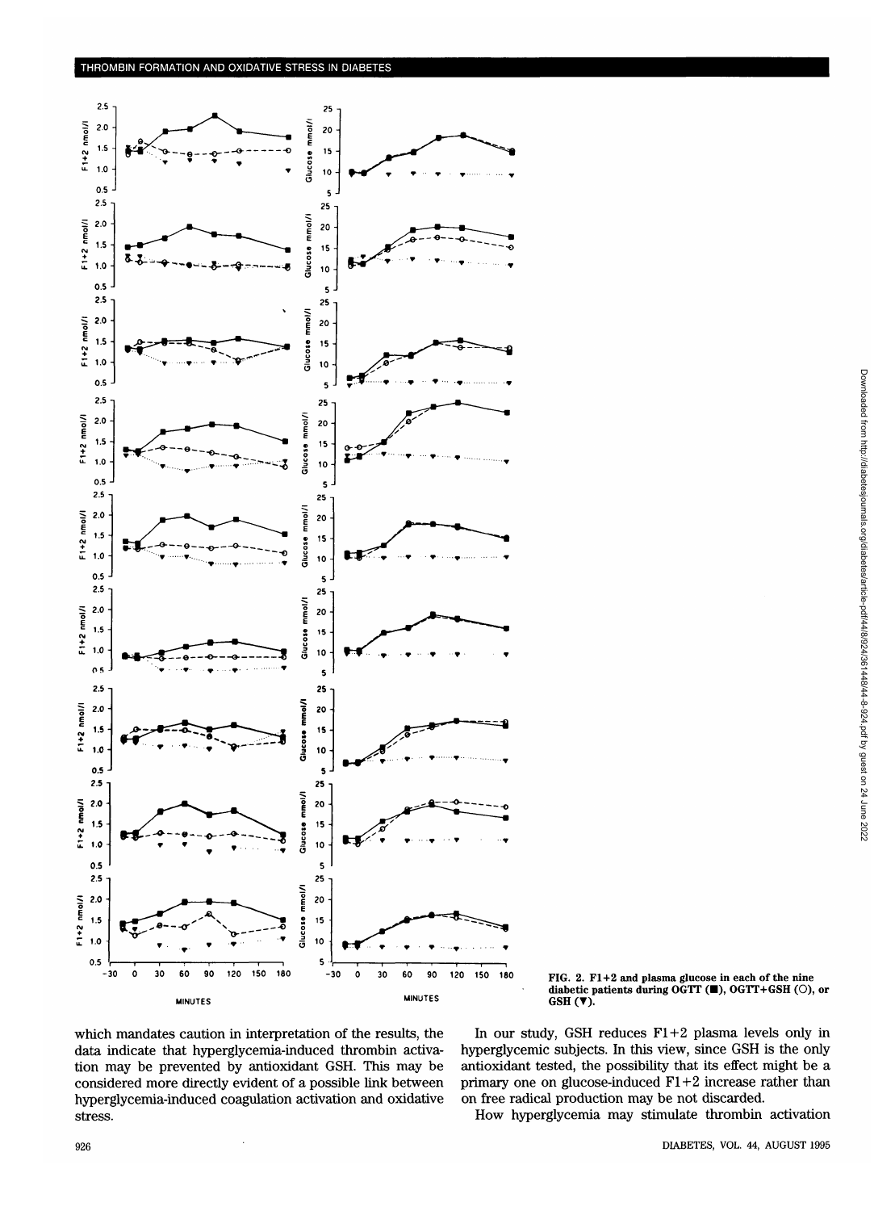FIG. 2. F1+2 and plasma glucose in each of the nine diabetic patients during OGTT (■), OGTT+GSH (○), or GSH (▼).

which mandates caution in interpretation of the results, the data indicate that hyperglycemia-induced thrombin activation may be prevented by antioxidant GSH. This may be considered more directly evident of a possible link between hyperglycemia-induced coagulation activation and oxidative stress.

In our study, GSH reduces F1+2 plasma levels only in hyperglycemic subjects. In this view, since GSH is the only antioxidant tested, the possibility that its effect might be a primary one on glucose-induced F1+2 increase rather than on free radical production may be not discarded.

How hyperglycemia may stimulate thrombin activation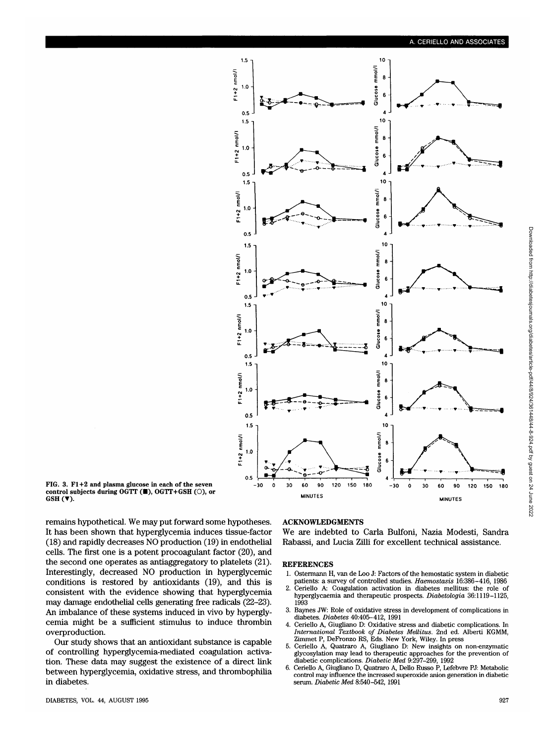FIG. 3. F1+2 and plasma glucose in each of the seven control subjects during OGTT (■), OGTT+GSH (○), or GSH (▼).

remains hypothetical. We may put forward some hypotheses. It has been shown that hyperglycemia induces tissue-factor (18) and rapidly decreases NO production (19) in endothelial cells. The first one is a potent procoagulant factor (20), and the second one operates as antiaggregatory to platelets (21). Interestingly, decreased NO production in hyperglycemic conditions is restored by antioxidants (19), and this is consistent with the evidence showing that hyperglycemia may damage endothelial cells generating free radicals (22–23). An imbalance of these systems induced in vivo by hyperglycemia might be a sufficient stimulus to induce thrombin overproduction.

Our study shows that an antioxidant substance is capable of controlling hyperglycemia-mediated coagulation activation. These data may suggest the existence of a direct link between hyperglycemia, oxidative stress, and thrombophilia in diabetes.

## ACKNOWLEDGMENTS

We are indebted to Carla Bulfoni, Nazia Modesti, Sandra Rabassi, and Lucia Zilli for excellent technical assistance.

## REFERENCES

1. Ostermann H, van de Loo J: Factors of the hemostatic system in diabetic patients: a survey of controlled studies. *Haemostasis* 16:386–416, 1986
2. Ceriello A: Coagulation activation in diabetes mellitus: the role of hyperglycaemia and therapeutic prospects. *Diabetologia* 36:1119–1125, 1993
3. Baynes JW: Role of oxidative stress in development of complications in diabetes. *Diabetes* 40:405–412, 1991
4. Ceriello A, Giugliano D: Oxidative stress and diabetic complications. In *International Textbook of Diabetes Mellitus*. 2nd ed. Alberti KGMM, Zimmet P, DeFronzo RS, Eds. New York, Wiley. In press
5. Ceriello A, Quatraro A, Giugliano D: New insights on non-enzymatic glycosylation may lead to therapeutic approaches for the prevention of diabetic complications. *Diabetic Med* 9:297–299, 1992
6. Ceriello A, Giugliano D, Quatraro A, Dello Russo P, Lefebvre PJ: Metabolic control may influence the increased superoxide anion generation in diabetic serum. *Diabetic Med* 8:540–542, 1991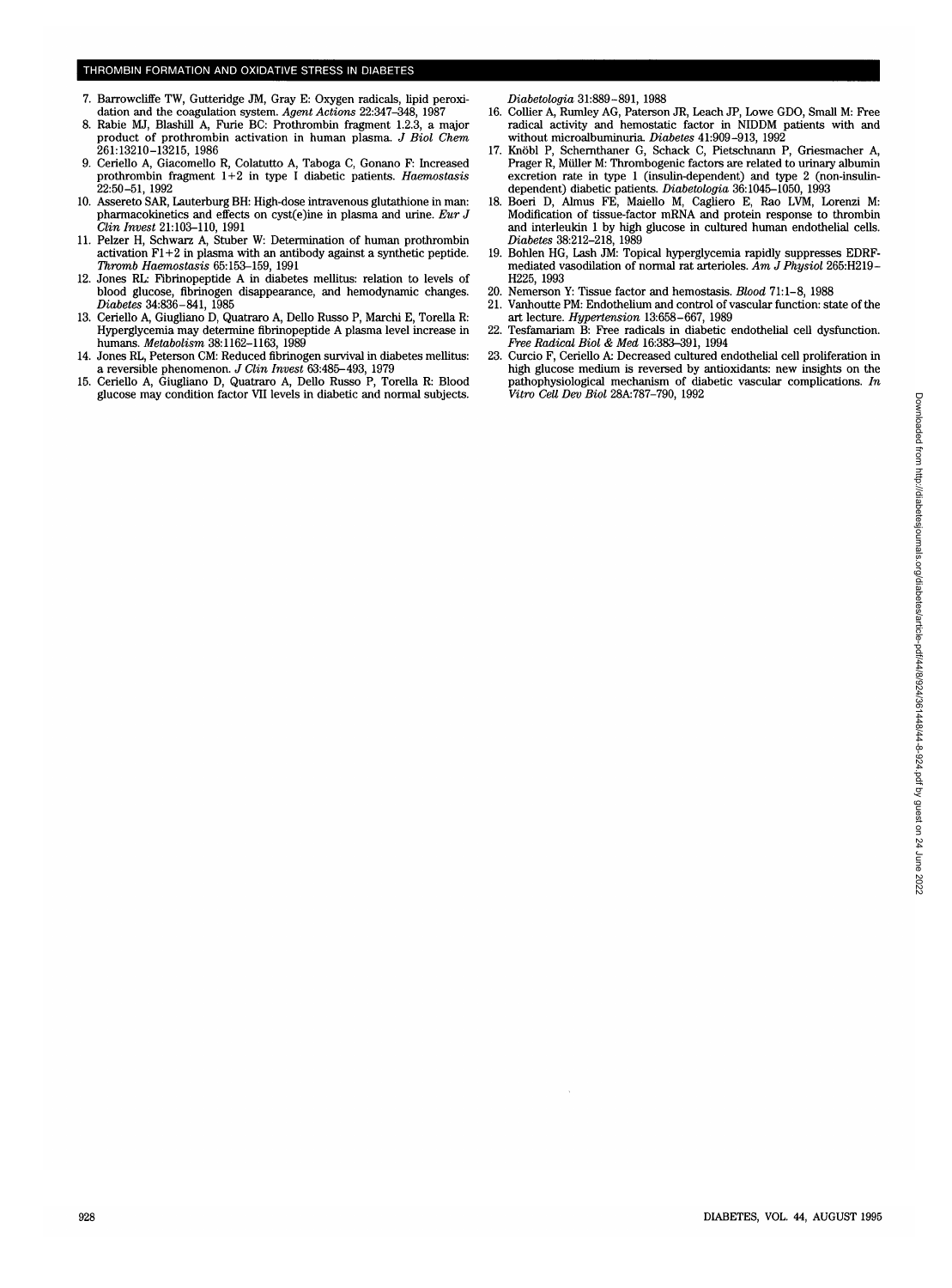7. Barrowcliffe TW, Gutteridge JM, Gray E: Oxygen radicals, lipid peroxidation and the coagulation system. *Agent Actions* 22:347–348, 1987
8. Rabie MJ, Blashill A, Furie BC: Prothrombin fragment 1.2.3, a major product of prothrombin activation in human plasma. *J Biol Chem* 261:13210–13215, 1986
9. Ceriello A, Giacomello R, Colatutto A, Taboga C, Gonano F: Increased prothrombin fragment 1+2 in type I diabetic patients. *Haemostasis* 22:50–51, 1992
10. Assereto SAR, Lauterburg BH: High-dose intravenous glutathione in man: pharmacokinetics and effects on cyst(e)ine in plasma and urine. *Eur J Clin Invest* 21:103–110, 1991
11. Pelzer H, Schwarz A, Stuber W: Determination of human prothrombin activation F1+2 in plasma with an antibody against a synthetic peptide. *Thromb Haemostasis* 65:153–159, 1991
12. Jones RL: Fibrinopeptide A in diabetes mellitus: relation to levels of blood glucose, fibrinogen disappearance, and hemodynamic changes. *Diabetes* 34:836–841, 1985
13. Ceriello A, Giugliano D, Quatraro A, Dello Russo P, Marchi E, Torella R: Hyperglycemia may determine fibrinopeptide A plasma level increase in humans. *Metabolism* 38:1162–1163, 1989
14. Jones RL, Peterson CM: Reduced fibrinogen survival in diabetes mellitus: a reversible phenomenon. *J Clin Invest* 63:485–493, 1979
15. Ceriello A, Giugliano D, Quatraro A, Dello Russo P, Torella R: Blood glucose may condition factor VII levels in diabetic and normal subjects. *Diabetologia* 31:889–891, 1988
16. Collier A, Rumley AG, Paterson JR, Leach JP, Lowe GDO, Small M: Free radical activity and hemostatic factor in NIDDM patients with and without microalbuminuria. *Diabetes* 41:909–913, 1992
17. Knöbl P, Schernthaner G, Schack C, Pietschnann P, Griesmacher A, Prager R, Müller M: Thrombogenic factors are related to urinary albumin excretion rate in type 1 (insulin-dependent) and type 2 (non-insulin-dependent) diabetic patients. *Diabetologia* 36:1045–1050, 1993
18. Boeri D, Almus FE, Maiello M, Cagliero E, Rao LVM, Lorenzi M: Modification of tissue-factor mRNA and protein response to thrombin and interleukin 1 by high glucose in cultured human endothelial cells. *Diabetes* 38:212–218, 1989
19. Bohlen HG, Lash JM: Topical hyperglycemia rapidly suppresses EDRF-mediated vasodilation of normal rat arterioles. *Am J Physiol* 265:H219–H225, 1993
20. Nemerson Y: Tissue factor and hemostasis. *Blood* 71:1–8, 1988
21. Vanhoutte PM: Endothelium and control of vascular function: state of the art lecture. *Hypertension* 13:658–667, 1989
22. Tesfamariam B: Free radicals in diabetic endothelial cell dysfunction. *Free Radical Biol & Med* 16:383–391, 1994
23. Curcio F, Ceriello A: Decreased cultured endothelial cell proliferation in high glucose medium is reversed by antioxidants: new insights on the pathophysiological mechanism of diabetic vascular complications. *In Vitro Cell Dev Biol* 28A:787–790, 1992